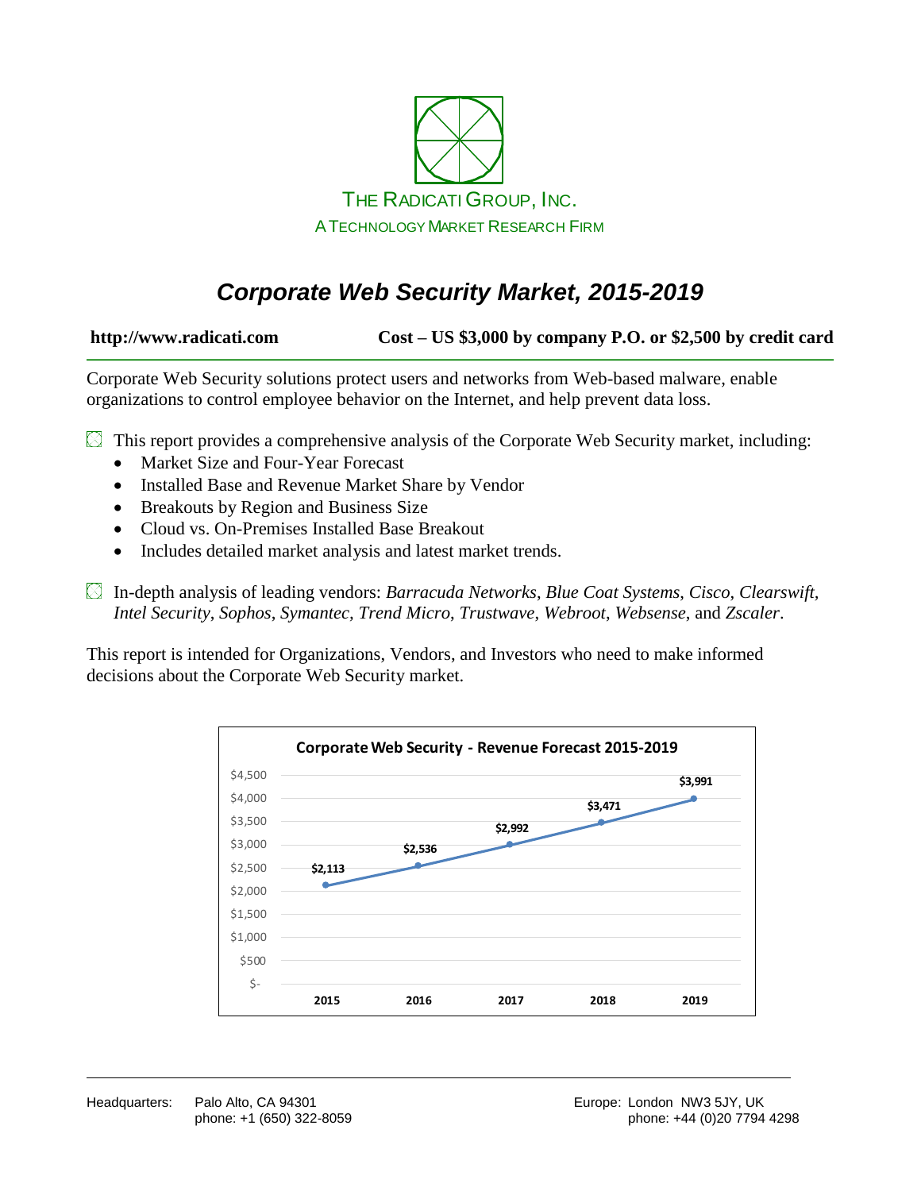THE RADICATI GROUP, INC.

A TECHNOLOGY MARKET RESEARCH FIRM

# *Corporate Web Security Market, 2015-2019*

**http://www.radicati.com** **Cost – US $3,000 by company P.O. or $2,500 by credit card**

Corporate Web Security solutions protect users and networks from Web-based malware, enable organizations to control employee behavior on the Internet, and help prevent data loss.

This report provides a comprehensive analysis of the Corporate Web Security market, including:

- Market Size and Four-Year Forecast
- Installed Base and Revenue Market Share by Vendor
- Breakouts by Region and Business Size
- Cloud vs. On-Premises Installed Base Breakout
- Includes detailed market analysis and latest market trends.

In-depth analysis of leading vendors: *Barracuda Networks*, *Blue Coat Systems*, *Cisco*, *Clearswift, Intel Security*, *Sophos*, *Symantec*, *Trend Micro*, *Trustwave*, *Webroot*, *Websense*, and *Zscaler*.

This report is intended for Organizations, Vendors, and Investors who need to make informed decisions about the Corporate Web Security market.

**Corporate Web Security - Revenue Forecast 2015-2019**

| 2015 | 2016 | 2017 | 2018 | 2019 |
|---|---|---|---|---|
| $2,113 | $2,536 | $2,992 | $3,471 | $3,991 |

Headquarters: Palo Alto, CA 94301
phone: +1 (650) 322-8059

Europe: London NW3 5JY, UK
phone: +44 (0)20 7794 4298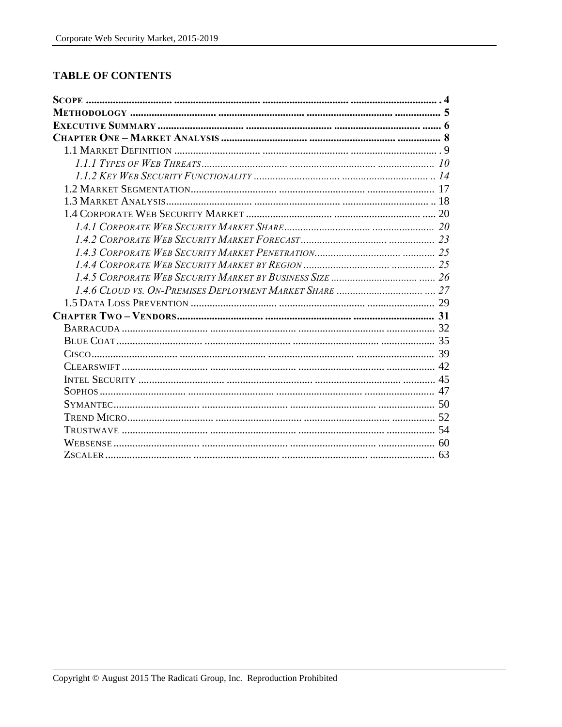## TABLE OF CONTENTS

**SCOPE** .......... 4
**METHODOLOGY** .......... 5
**EXECUTIVE SUMMARY** .......... 6
**CHAPTER ONE – MARKET ANALYSIS** .......... 8
- 1.1 MARKET DEFINITION .......... 9
  - *1.1.1 TYPES OF WEB THREATS* .......... *10*
  - *1.1.2 KEY WEB SECURITY FUNCTIONALITY* .......... *14*
- 1.2 MARKET SEGMENTATION .......... 17
- 1.3 MARKET ANALYSIS .......... 18
- 1.4 CORPORATE WEB SECURITY MARKET .......... 20
  - *1.4.1 CORPORATE WEB SECURITY MARKET SHARE* .......... *20*
  - *1.4.2 CORPORATE WEB SECURITY MARKET FORECAST* .......... *23*
  - *1.4.3 CORPORATE WEB SECURITY MARKET PENETRATION* .......... *25*
  - *1.4.4 CORPORATE WEB SECURITY MARKET BY REGION* .......... *25*
  - *1.4.5 CORPORATE WEB SECURITY MARKET BY BUSINESS SIZE* .......... *26*
  - *1.4.6 CLOUD VS. ON-PREMISES DEPLOYMENT MARKET SHARE* .......... *27*
- 1.5 DATA LOSS PREVENTION .......... 29

**CHAPTER TWO – VENDORS** .......... **31**
- BARRACUDA .......... 32
- BLUE COAT .......... 35
- CISCO .......... 39
- CLEARSWIFT .......... 42
- INTEL SECURITY .......... 45
- SOPHOS .......... 47
- SYMANTEC .......... 50
- TREND MICRO .......... 52
- TRUSTWAVE .......... 54
- WEBSENSE .......... 60
- ZSCALER .......... 63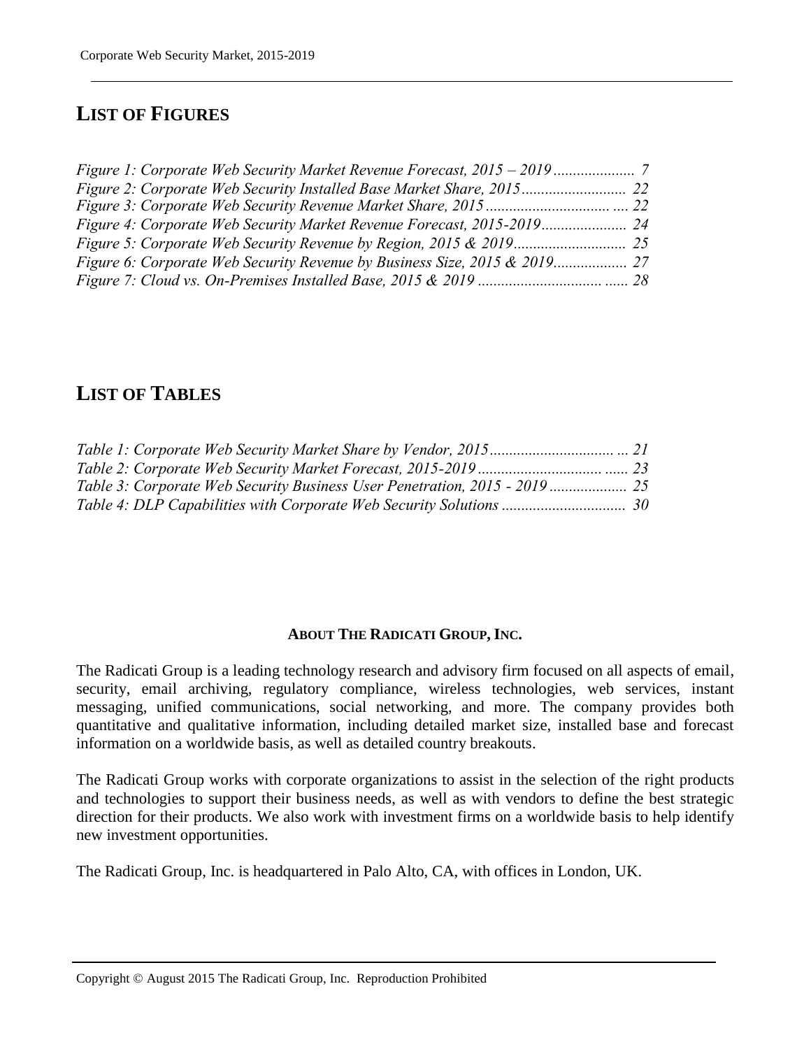## LIST OF FIGURES

*Figure 1: Corporate Web Security Market Revenue Forecast, 2015 – 2019 .................... 7*
*Figure 2: Corporate Web Security Installed Base Market Share, 2015.......................... 22*
*Figure 3: Corporate Web Security Revenue Market Share, 2015 ................................ .... 22*
*Figure 4: Corporate Web Security Market Revenue Forecast, 2015-2019...................... 24*
*Figure 5: Corporate Web Security Revenue by Region, 2015 & 2019............................ 25*
*Figure 6: Corporate Web Security Revenue by Business Size, 2015 & 2019.................. 27*
*Figure 7: Cloud vs. On-Premises Installed Base, 2015 & 2019 ................................ ...... 28*

## LIST OF TABLES

*Table 1: Corporate Web Security Market Share by Vendor, 2015................................ ... 21*
*Table 2: Corporate Web Security Market Forecast, 2015-2019 ................................ ...... 23*
*Table 3: Corporate Web Security Business User Penetration, 2015 - 2019 .................... 25*
*Table 4: DLP Capabilities with Corporate Web Security Solutions ................................ 30*

### ABOUT THE RADICATI GROUP, INC.

The Radicati Group is a leading technology research and advisory firm focused on all aspects of email, security, email archiving, regulatory compliance, wireless technologies, web services, instant messaging, unified communications, social networking, and more. The company provides both quantitative and qualitative information, including detailed market size, installed base and forecast information on a worldwide basis, as well as detailed country breakouts.

The Radicati Group works with corporate organizations to assist in the selection of the right products and technologies to support their business needs, as well as with vendors to define the best strategic direction for their products. We also work with investment firms on a worldwide basis to help identify new investment opportunities.

The Radicati Group, Inc. is headquartered in Palo Alto, CA, with offices in London, UK.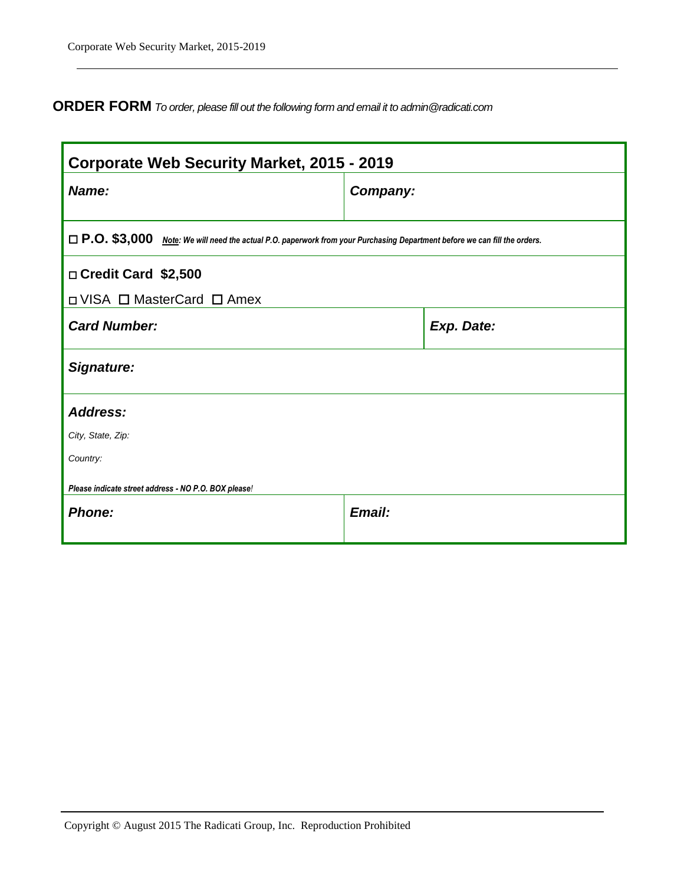**ORDER FORM** *To order, please fill out the following form and email it to admin@radicati.com*

| **Corporate Web Security Market, 2015 - 2019** | |
|---|---|
| ***Name:*** | ***Company:*** |
| ☐ **P.O. $3,000** ***Note: We will need the actual P.O. paperwork from your Purchasing Department before we can fill the orders.*** | |
| ☐ **Credit Card $2,500**<br>☐ VISA ☐ MasterCard ☐ Amex | |
| ***Card Number:*** | ***Exp. Date:*** |
| ***Signature:*** | |
| ***Address:***<br>*City, State, Zip:*<br>*Country:*<br>***Please indicate street address - NO P.O. BOX please!*** | |
| ***Phone:*** | ***Email:*** |

Copyright © August 2015 The Radicati Group, Inc. Reproduction Prohibited